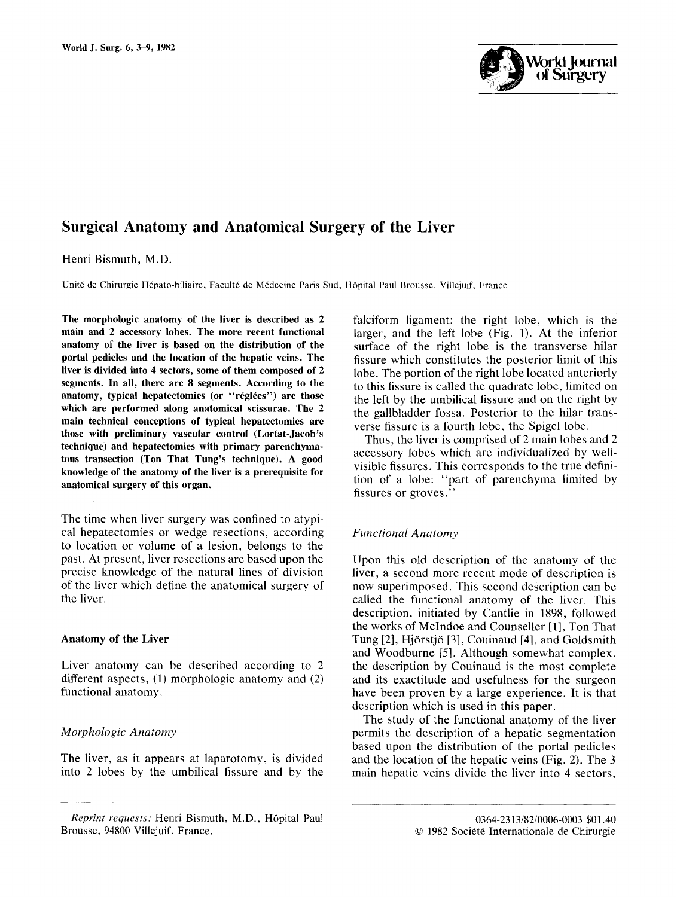# Surgical Anatomy and Anatomical Surgery of the Liver

Henri Bismuth, M.D.

Unité de Chirurgie Hépato-biliaire, Faculté de Médecine Paris Sud, Hôpital Paul Brousse, Villejuif, France

**The morphologic anatomy of the liver is described as 2 main and 2 accessory lobes. The more recent functional anatomy of the liver is based on the distribution of the portal pedicles and the location of the hepatic veins. The liver is divided into 4 sectors, some of them composed of 2 segments. In all, there are 8 segments. According to the anatomy, typical hepatectomies (or "réglées") are those which are performed along anatomical scissurae. The 2 main technical conceptions of typical hepatectomies are those with preliminary vascular control (Lortat-Jacob's technique) and hepatectomies with primary parenchymatous transection (Ton That Tung's technique). A good knowledge of the anatomy of the liver is a prerequisite for anatomical surgery of this organ.**

The time when liver surgery was confined to atypical hepatectomies or wedge resections, according to location or volume of a lesion, belongs to the past. At present, liver resections are based upon the precise knowledge of the natural lines of division of the liver which define the anatomical surgery of the liver.

## Anatomy of the Liver

Liver anatomy can be described according to 2 different aspects, (1) morphologic anatomy and (2) functional anatomy.

### *Morphologic Anatomy*

The liver, as it appears at laparotomy, is divided into 2 lobes by the umbilical fissure and by the falciform ligament: the right lobe, which is the larger, and the left lobe (Fig. 1). At the inferior surface of the right lobe is the transverse hilar fissure which constitutes the posterior limit of this lobe. The portion of the right lobe located anteriorly to this fissure is called the quadrate lobe, limited on the left by the umbilical fissure and on the right by the gallbladder fossa. Posterior to the hilar transverse fissure is a fourth lobe, the Spigel lobe.

Thus, the liver is comprised of 2 main lobes and 2 accessory lobes which are individualized by well-visible fissures. This corresponds to the true definition of a lobe: "part of parenchyma limited by fissures or groves."

### *Functional Anatomy*

Upon this old description of the anatomy of the liver, a second more recent mode of description is now superimposed. This second description can be called the functional anatomy of the liver. This description, initiated by Cantlie in 1898, followed the works of McIndoe and Counseller [1], Ton That Tung [2], Hjörstjö [3], Couinaud [4], and Goldsmith and Woodburne [5]. Although somewhat complex, the description by Couinaud is the most complete and its exactitude and usefulness for the surgeon have been proven by a large experience. It is that description which is used in this paper.

The study of the functional anatomy of the liver permits the description of a hepatic segmentation based upon the distribution of the portal pedicles and the location of the hepatic veins (Fig. 2). The 3 main hepatic veins divide the liver into 4 sectors,

---

*Reprint requests:* Henri Bismuth, M.D., Hôpital Paul Brousse, 94800 Villejuif, France.

0364-2313/82/0006-0003 $01.40
© 1982 Société Internationale de Chirurgie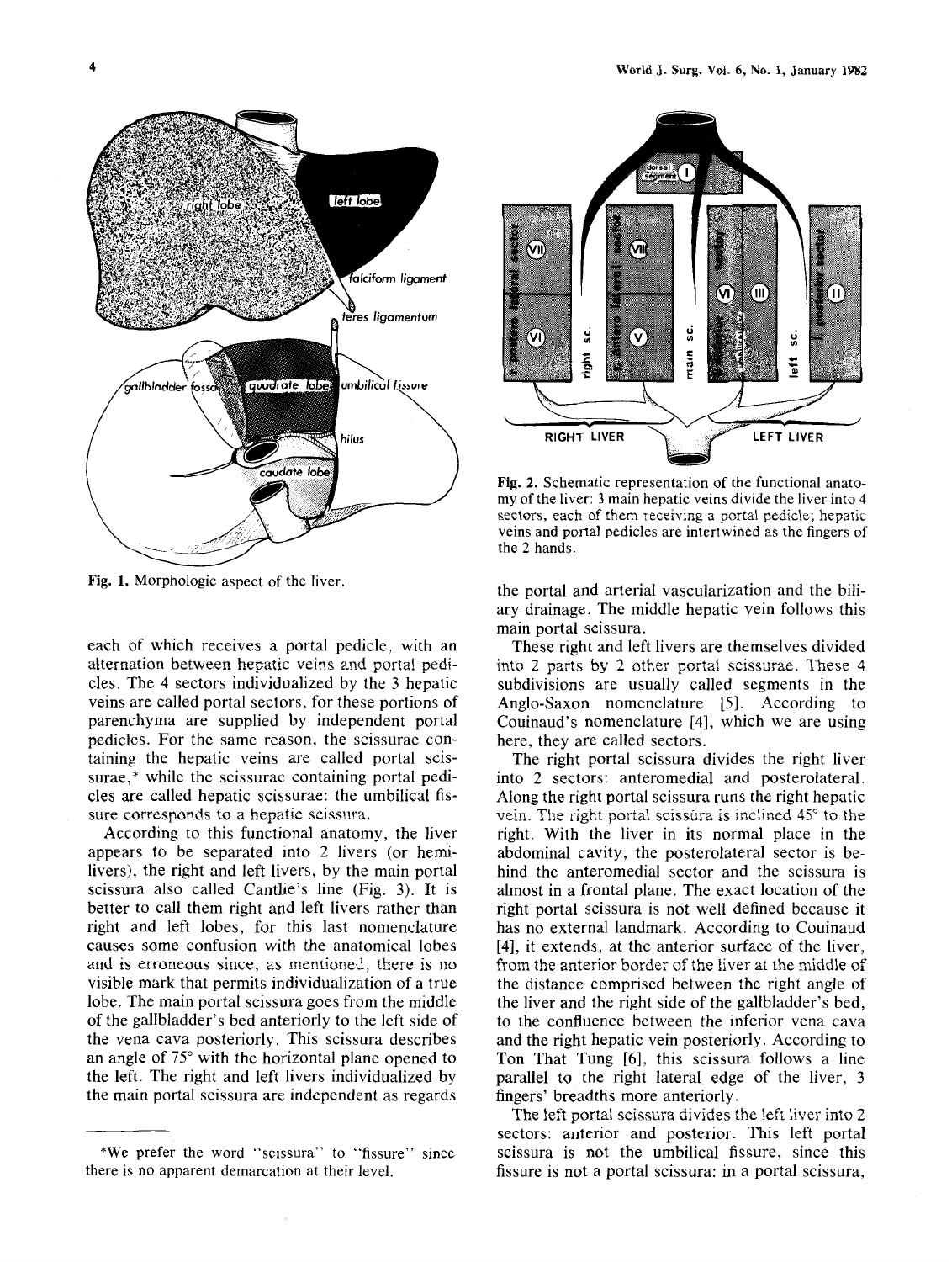Fig. 1. Morphologic aspect of the liver.

each of which receives a portal pedicle, with an alternation between hepatic veins and portal pedicles. The 4 sectors individualized by the 3 hepatic veins are called portal sectors, for these portions of parenchyma are supplied by independent portal pedicles. For the same reason, the scissurae containing the hepatic veins are called portal scissurae,* while the scissurae containing portal pedicles are called hepatic scissurae: the umbilical fissure corresponds to a hepatic scissura.

According to this functional anatomy, the liver appears to be separated into 2 livers (or hemilivers), the right and left livers, by the main portal scissura also called Cantlie's line (Fig. 3). It is better to call them right and left livers rather than right and left lobes, for this last nomenclature causes some confusion with the anatomical lobes and is erroneous since, as mentioned, there is no visible mark that permits individualization of a true lobe. The main portal scissura goes from the middle of the gallbladder's bed anteriorly to the left side of the vena cava posteriorly. This scissura describes an angle of 75° with the horizontal plane opened to the left. The right and left livers individualized by the main portal scissura are independent as regards the portal and arterial vascularization and the biliary drainage. The middle hepatic vein follows this main portal scissura.

*We prefer the word "scissura" to "fissure" since there is no apparent demarcation at their level.

Fig. 2. Schematic representation of the functional anatomy of the liver: 3 main hepatic veins divide the liver into 4 sectors, each of them receiving a portal pedicle; hepatic veins and portal pedicles are intertwined as the fingers of the 2 hands.

These right and left livers are themselves divided into 2 parts by 2 other portal scissurae. These 4 subdivisions are usually called segments in the Anglo-Saxon nomenclature [5]. According to Couinaud's nomenclature [4], which we are using here, they are called sectors.

The right portal scissura divides the right liver into 2 sectors: anteromedial and posterolateral. Along the right portal scissura runs the right hepatic vein. The right portal scissura is inclined 45° to the right. With the liver in its normal place in the abdominal cavity, the posterolateral sector is behind the anteromedial sector and the scissura is almost in a frontal plane. The exact location of the right portal scissura is not well defined because it has no external landmark. According to Couinaud [4], it extends, at the anterior surface of the liver, from the anterior border of the liver at the middle of the distance comprised between the right angle of the liver and the right side of the gallbladder's bed, to the confluence between the inferior vena cava and the right hepatic vein posteriorly. According to Ton That Tung [6], this scissura follows a line parallel to the right lateral edge of the liver, 3 fingers' breadths more anteriorly.

The left portal scissura divides the left liver into 2 sectors: anterior and posterior. This left portal scissura is not the umbilical fissure, since this fissure is not a portal scissura: in a portal scissura,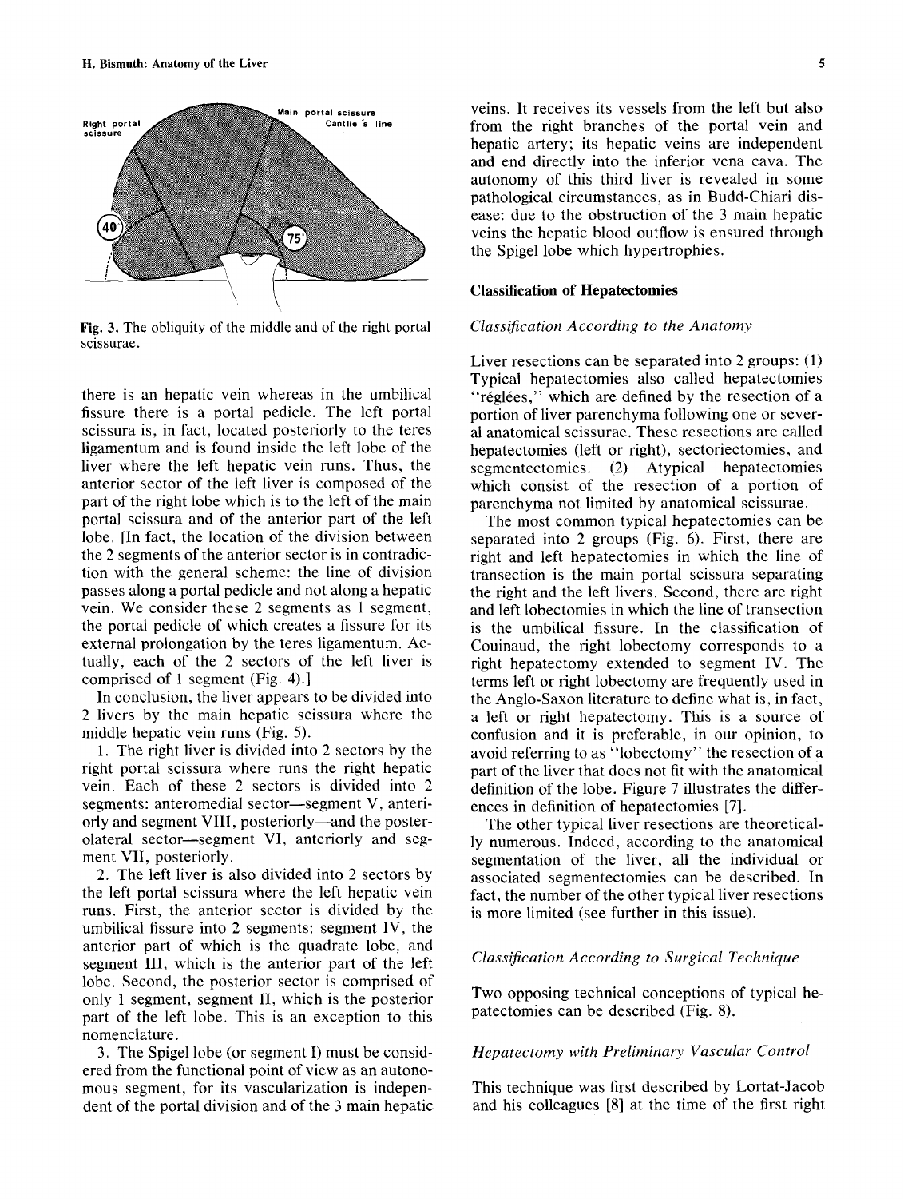Fig. 3. The obliquity of the middle and of the right portal scissurae.

there is an hepatic vein whereas in the umbilical fissure there is a portal pedicle. The left portal scissura is, in fact, located posteriorly to the teres ligamentum and is found inside the left lobe of the liver where the left hepatic vein runs. Thus, the anterior sector of the left liver is composed of the part of the right lobe which is to the left of the main portal scissura and of the anterior part of the left lobe. [In fact, the location of the division between the 2 segments of the anterior sector is in contradiction with the general scheme: the line of division passes along a portal pedicle and not along a hepatic vein. We consider these 2 segments as 1 segment, the portal pedicle of which creates a fissure for its external prolongation by the teres ligamentum. Actually, each of the 2 sectors of the left liver is comprised of 1 segment (Fig. 4).]

In conclusion, the liver appears to be divided into 2 livers by the main hepatic scissura where the middle hepatic vein runs (Fig. 5).

1. The right liver is divided into 2 sectors by the right portal scissura where runs the right hepatic vein. Each of these 2 sectors is divided into 2 segments: anteromedial sector—segment V, anteriorly and segment VIII, posteriorly—and the posterolateral sector—segment VI, anteriorly and segment VII, posteriorly.

2. The left liver is also divided into 2 sectors by the left portal scissura where the left hepatic vein runs. First, the anterior sector is divided by the umbilical fissure into 2 segments: segment IV, the anterior part of which is the quadrate lobe, and segment III, which is the anterior part of the left lobe. Second, the posterior sector is comprised of only 1 segment, segment II, which is the posterior part of the left lobe. This is an exception to this nomenclature.

3. The Spigel lobe (or segment I) must be considered from the functional point of view as an autonomous segment, for its vascularization is independent of the portal division and of the 3 main hepatic veins. It receives its vessels from the left but also from the right branches of the portal vein and hepatic artery; its hepatic veins are independent and end directly into the inferior vena cava. The autonomy of this third liver is revealed in some pathological circumstances, as in Budd-Chiari disease: due to the obstruction of the 3 main hepatic veins the hepatic blood outflow is ensured through the Spigel lobe which hypertrophies.

## Classification of Hepatectomies

### *Classification According to the Anatomy*

Liver resections can be separated into 2 groups: (1) Typical hepatectomies also called hepatectomies "réglées," which are defined by the resection of a portion of liver parenchyma following one or several anatomical scissurae. These resections are called hepatectomies (left or right), sectoriectomies, and segmentectomies. (2) Atypical hepatectomies which consist of the resection of a portion of parenchyma not limited by anatomical scissurae.

The most common typical hepatectomies can be separated into 2 groups (Fig. 6). First, there are right and left hepatectomies in which the line of transection is the main portal scissura separating the right and the left livers. Second, there are right and left lobectomies in which the line of transection is the umbilical fissure. In the classification of Couinaud, the right lobectomy corresponds to a right hepatectomy extended to segment IV. The terms left or right lobectomy are frequently used in the Anglo-Saxon literature to define what is, in fact, a left or right hepatectomy. This is a source of confusion and it is preferable, in our opinion, to avoid referring to as "lobectomy" the resection of a part of the liver that does not fit with the anatomical definition of the lobe. Figure 7 illustrates the differences in definition of hepatectomies [7].

The other typical liver resections are theoretically numerous. Indeed, according to the anatomical segmentation of the liver, all the individual or associated segmentectomies can be described. In fact, the number of the other typical liver resections is more limited (see further in this issue).

### *Classification According to Surgical Technique*

Two opposing technical conceptions of typical hepatectomies can be described (Fig. 8).

### *Hepatectomy with Preliminary Vascular Control*

This technique was first described by Lortat-Jacob and his colleagues [8] at the time of the first right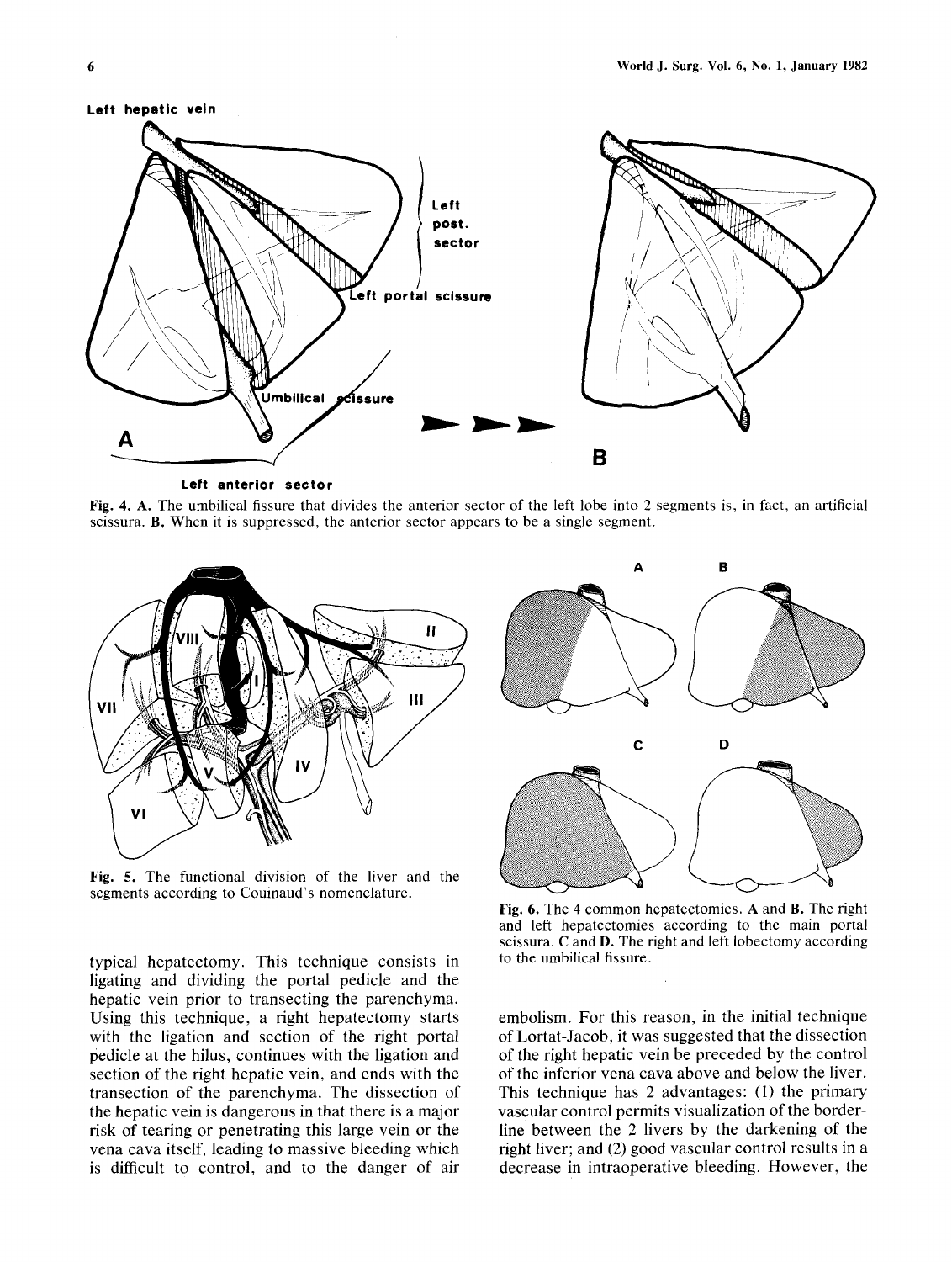Fig. 4. **A.** The umbilical fissure that divides the anterior sector of the left lobe into 2 segments is, in fact, an artificial scissura. **B.** When it is suppressed, the anterior sector appears to be a single segment.

Fig. 5. The functional division of the liver and the segments according to Couinaud's nomenclature.

Fig. 6. The 4 common hepatectomies. **A** and **B**. The right and left hepatectomies according to the main portal scissura. **C** and **D**. The right and left lobectomy according to the umbilical fissure.

typical hepatectomy. This technique consists in ligating and dividing the portal pedicle and the hepatic vein prior to transecting the parenchyma. Using this technique, a right hepatectomy starts with the ligation and section of the right portal pedicle at the hilus, continues with the ligation and section of the right hepatic vein, and ends with the transection of the parenchyma. The dissection of the hepatic vein is dangerous in that there is a major risk of tearing or penetrating this large vein or the vena cava itself, leading to massive bleeding which is difficult to control, and to the danger of air embolism. For this reason, in the initial technique of Lortat-Jacob, it was suggested that the dissection of the right hepatic vein be preceded by the control of the inferior vena cava above and below the liver. This technique has 2 advantages: (1) the primary vascular control permits visualization of the borderline between the 2 livers by the darkening of the right liver; and (2) good vascular control results in a decrease in intraoperative bleeding. However, the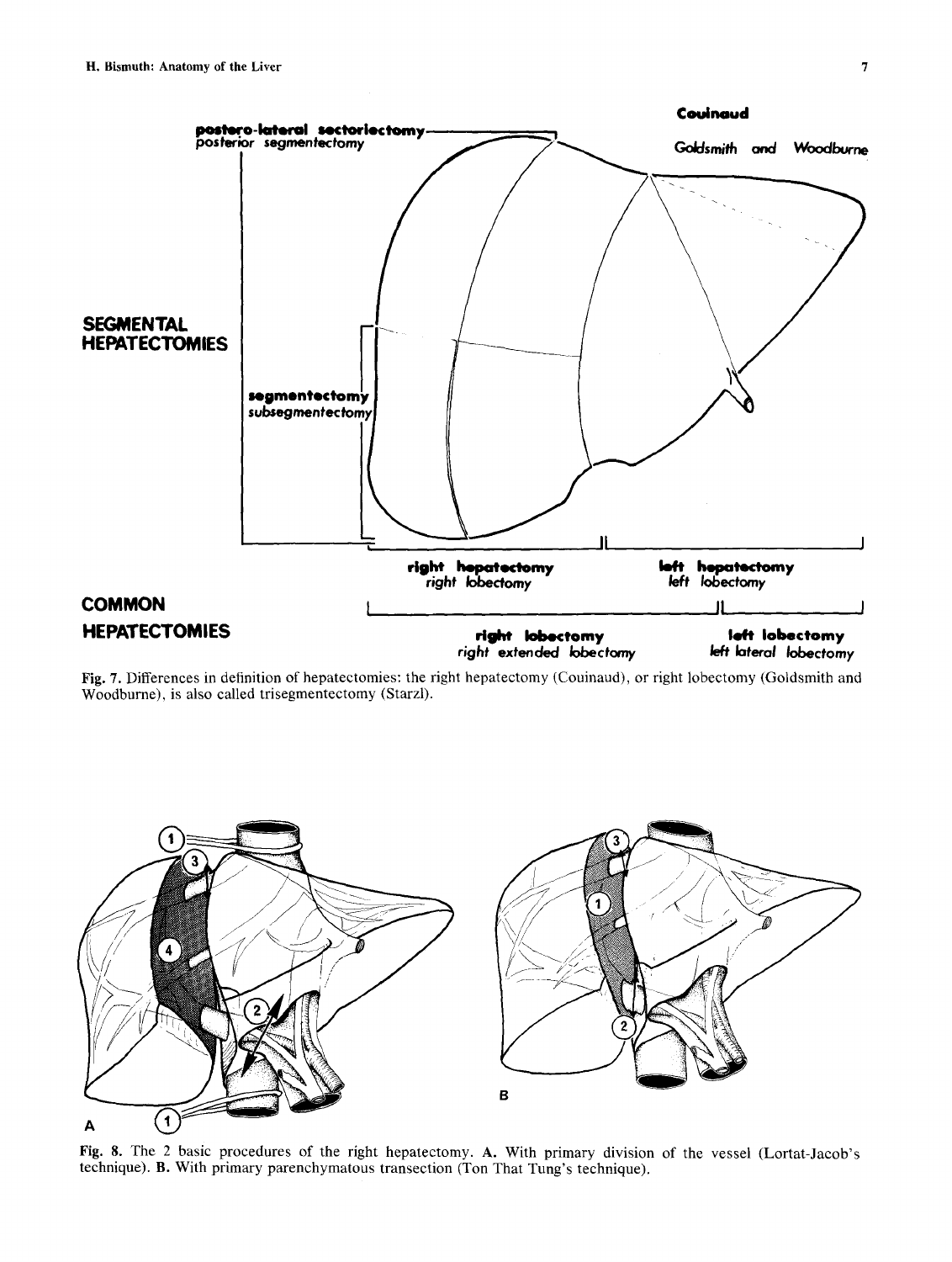Fig. 7. Differences in definition of hepatectomies: the right hepatectomy (Couinaud), or right lobectomy (Goldsmith and Woodburne), is also called trisegmentectomy (Starzl).

Fig. 8. The 2 basic procedures of the right hepatectomy. **A.** With primary division of the vessel (Lortat-Jacob's technique). **B.** With primary parenchymatous transection (Ton That Tung's technique).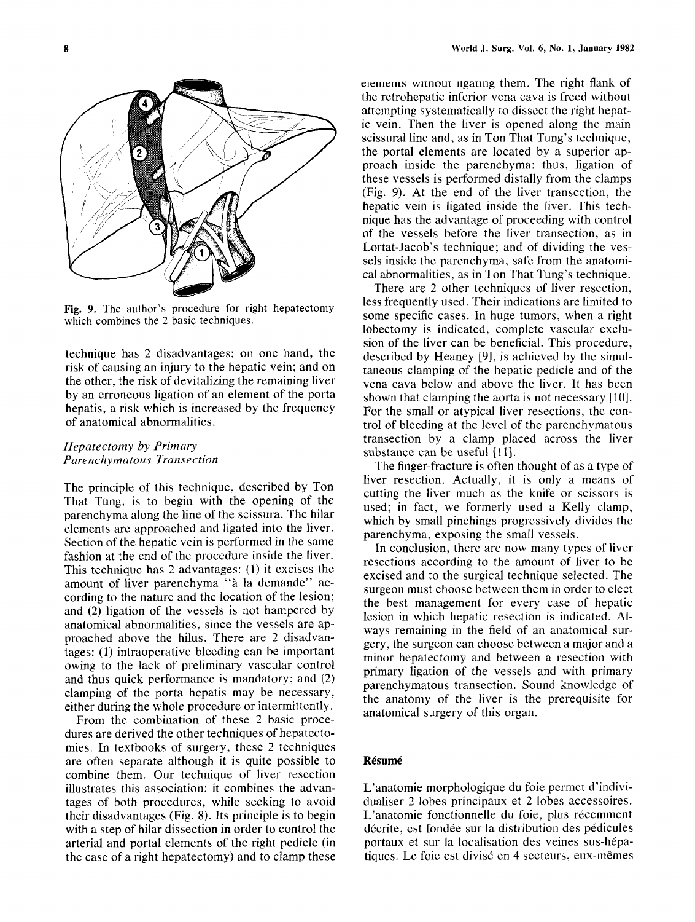Fig. 9. The author's procedure for right hepatectomy which combines the 2 basic techniques.

technique has 2 disadvantages: on one hand, the risk of causing an injury to the hepatic vein; and on the other, the risk of devitalizing the remaining liver by an erroneous ligation of an element of the porta hepatis, a risk which is increased by the frequency of anatomical abnormalities.

### *Hepatectomy by Primary Parenchymatous Transection*

The principle of this technique, described by Ton That Tung, is to begin with the opening of the parenchyma along the line of the scissura. The hilar elements are approached and ligated into the liver. Section of the hepatic vein is performed in the same fashion at the end of the procedure inside the liver. This technique has 2 advantages: (1) it excises the amount of liver parenchyma "à la demande" according to the nature and the location of the lesion; and (2) ligation of the vessels is not hampered by anatomical abnormalities, since the vessels are approached above the hilus. There are 2 disadvantages: (1) intraoperative bleeding can be important owing to the lack of preliminary vascular control and thus quick performance is mandatory; and (2) clamping of the porta hepatis may be necessary, either during the whole procedure or intermittently.

From the combination of these 2 basic procedures are derived the other techniques of hepatectomies. In textbooks of surgery, these 2 techniques are often separate although it is quite possible to combine them. Our technique of liver resection illustrates this association: it combines the advantages of both procedures, while seeking to avoid their disadvantages (Fig. 8). Its principle is to begin with a step of hilar dissection in order to control the arterial and portal elements of the right pedicle (in the case of a right hepatectomy) and to clamp these elements without ligating them. The right flank of the retrohepatic inferior vena cava is freed without attempting systematically to dissect the right hepatic vein. Then the liver is opened along the main scissural line and, as in Ton That Tung's technique, the portal elements are located by a superior approach inside the parenchyma: thus, ligation of these vessels is performed distally from the clamps (Fig. 9). At the end of the liver transection, the hepatic vein is ligated inside the liver. This technique has the advantage of proceeding with control of the vessels before the liver transection, as in Lortat-Jacob's technique; and of dividing the vessels inside the parenchyma, safe from the anatomical abnormalities, as in Ton That Tung's technique.

There are 2 other techniques of liver resection, less frequently used. Their indications are limited to some specific cases. In huge tumors, when a right lobectomy is indicated, complete vascular exclusion of the liver can be beneficial. This procedure, described by Heaney [9], is achieved by the simultaneous clamping of the hepatic pedicle and of the vena cava below and above the liver. It has been shown that clamping the aorta is not necessary [10]. For the small or atypical liver resections, the control of bleeding at the level of the parenchymatous transection by a clamp placed across the liver substance can be useful [11].

The finger-fracture is often thought of as a type of liver resection. Actually, it is only a means of cutting the liver much as the knife or scissors is used; in fact, we formerly used a Kelly clamp, which by small pinchings progressively divides the parenchyma, exposing the small vessels.

In conclusion, there are now many types of liver resections according to the amount of liver to be excised and to the surgical technique selected. The surgeon must choose between them in order to elect the best management for every case of hepatic lesion in which hepatic resection is indicated. Always remaining in the field of an anatomical surgery, the surgeon can choose between a major and a minor hepatectomy and between a resection with primary ligation of the vessels and with primary parenchymatous transection. Sound knowledge of the anatomy of the liver is the prerequisite for anatomical surgery of this organ.

## Résumé

L'anatomie morphologique du foie permet d'individualiser 2 lobes principaux et 2 lobes accessoires. L'anatomie fonctionnelle du foie, plus récemment décrite, est fondée sur la distribution des pédicules portaux et sur la localisation des veines sus-hépatiques. Le foie est divisé en 4 secteurs, eux-mêmes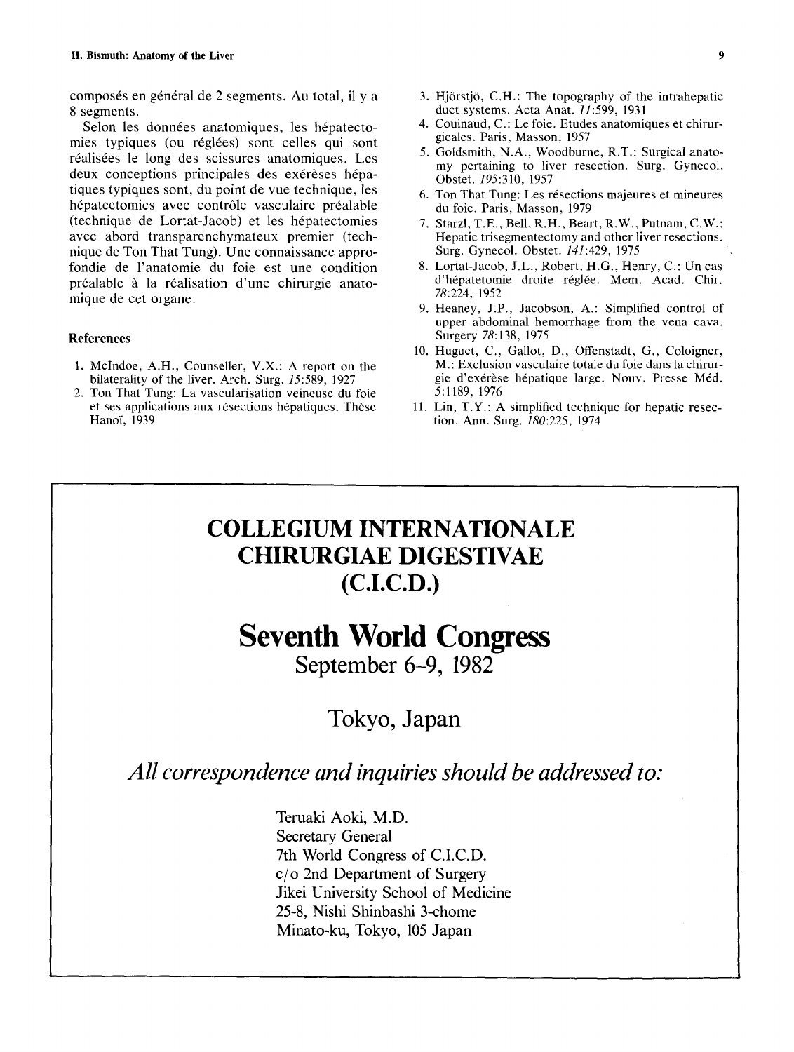composés en général de 2 segments. Au total, il y a 8 segments.

Selon les données anatomiques, les hépatectomies typiques (ou réglées) sont celles qui sont réalisées le long des scissures anatomiques. Les deux conceptions principales des exérèses hépatiques typiques sont, du point de vue technique, les hépatectomies avec contrôle vasculaire préalable (technique de Lortat-Jacob) et les hépatectomies avec abord transparenchymateux premier (technique de Ton That Tung). Une connaissance approfondie de l'anatomie du foie est une condition préalable à la réalisation d'une chirurgie anatomique de cet organe.

### References

1. McIndoe, A.H., Counseller, V.X.: A report on the bilaterality of the liver. Arch. Surg. *15*:589, 1927
2. Ton That Tung: La vascularisation veineuse du foie et ses applications aux résections hépatiques. Thèse Hanoï, 1939
3. Hjörstjö, C.H.: The topography of the intrahepatic duct systems. Acta Anat. *11*:599, 1931
4. Couinaud, C.: Le foie. Etudes anatomiques et chirurgicales. Paris, Masson, 1957
5. Goldsmith, N.A., Woodburne, R.T.: Surgical anatomy pertaining to liver resection. Surg. Gynecol. Obstet. *195*:310, 1957
6. Ton That Tung: Les résections majeures et mineures du foie. Paris, Masson, 1979
7. Starzl, T.E., Bell, R.H., Beart, R.W., Putnam, C.W.: Hepatic trisegmentectomy and other liver resections. Surg. Gynecol. Obstet. *141*:429, 1975
8. Lortat-Jacob, J.L., Robert, H.G., Henry, C.: Un cas d'hépatetomie droite réglée. Mem. Acad. Chir. *78*:224, 1952
9. Heaney, J.P., Jacobson, A.: Simplified control of upper abdominal hemorrhage from the vena cava. Surgery *78*:138, 1975
10. Huguet, C., Gallot, D., Offenstadt, G., Coloigner, M.: Exclusion vasculaire totale du foie dans la chirurgie d'exérèse hépatique large. Nouv. Presse Méd. *5*:1189, 1976
11. Lin, T.Y.: A simplified technique for hepatic resection. Ann. Surg. *180*:225, 1974

---

# COLLEGIUM INTERNATIONALE CHIRURGIAE DIGESTIVAE (C.I.C.D.)

## Seventh World Congress

September 6–9, 1982

Tokyo, Japan

*All correspondence and inquiries should be addressed to:*

Teruaki Aoki, M.D.
Secretary General
7th World Congress of C.I.C.D.
c/o 2nd Department of Surgery
Jikei University School of Medicine
25-8, Nishi Shinbashi 3-chome
Minato-ku, Tokyo, 105 Japan